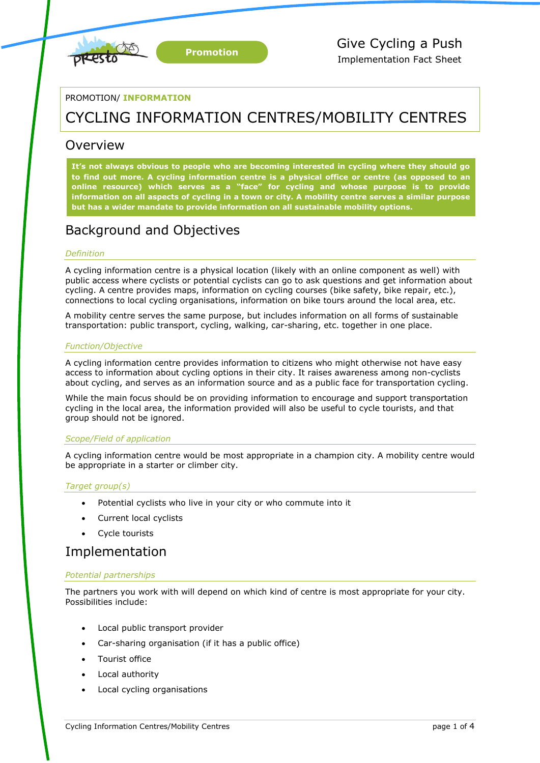Promotion

Give Cycling a Push
Implementation Fact Sheet

PROMOTION/ **INFORMATION**

# CYCLING INFORMATION CENTRES/MOBILITY CENTRES

## Overview

**It's not always obvious to people who are becoming interested in cycling where they should go to find out more. A cycling information centre is a physical office or centre (as opposed to an online resource) which serves as a "face" for cycling and whose purpose is to provide information on all aspects of cycling in a town or city. A mobility centre serves a similar purpose but has a wider mandate to provide information on all sustainable mobility options.**

## Background and Objectives

### *Definition*

A cycling information centre is a physical location (likely with an online component as well) with public access where cyclists or potential cyclists can go to ask questions and get information about cycling. A centre provides maps, information on cycling courses (bike safety, bike repair, etc.), connections to local cycling organisations, information on bike tours around the local area, etc.

A mobility centre serves the same purpose, but includes information on all forms of sustainable transportation: public transport, cycling, walking, car-sharing, etc. together in one place.

### *Function/Objective*

A cycling information centre provides information to citizens who might otherwise not have easy access to information about cycling options in their city. It raises awareness among non-cyclists about cycling, and serves as an information source and as a public face for transportation cycling.

While the main focus should be on providing information to encourage and support transportation cycling in the local area, the information provided will also be useful to cycle tourists, and that group should not be ignored.

### *Scope/Field of application*

A cycling information centre would be most appropriate in a champion city. A mobility centre would be appropriate in a starter or climber city.

### *Target group(s)*

- Potential cyclists who live in your city or who commute into it
- Current local cyclists
- Cycle tourists

## Implementation

### *Potential partnerships*

The partners you work with will depend on which kind of centre is most appropriate for your city. Possibilities include:

- Local public transport provider
- Car-sharing organisation (if it has a public office)
- Tourist office
- Local authority
- Local cycling organisations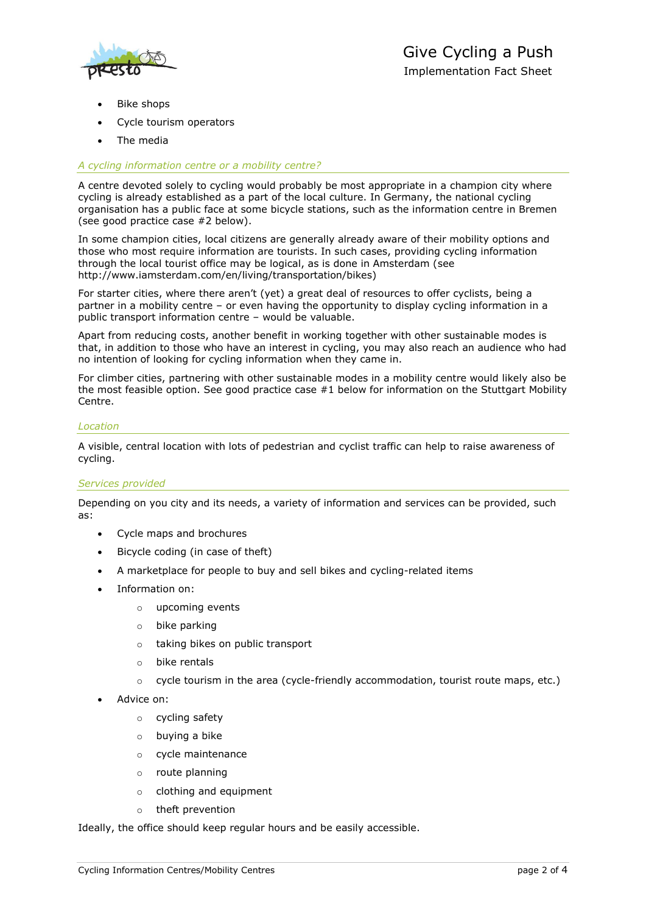- Bike shops
- Cycle tourism operators
- The media

### *A cycling information centre or a mobility centre?*

A centre devoted solely to cycling would probably be most appropriate in a champion city where cycling is already established as a part of the local culture. In Germany, the national cycling organisation has a public face at some bicycle stations, such as the information centre in Bremen (see good practice case #2 below).

In some champion cities, local citizens are generally already aware of their mobility options and those who most require information are tourists. In such cases, providing cycling information through the local tourist office may be logical, as is done in Amsterdam (see http://www.iamsterdam.com/en/living/transportation/bikes)

For starter cities, where there aren't (yet) a great deal of resources to offer cyclists, being a partner in a mobility centre – or even having the opportunity to display cycling information in a public transport information centre – would be valuable.

Apart from reducing costs, another benefit in working together with other sustainable modes is that, in addition to those who have an interest in cycling, you may also reach an audience who had no intention of looking for cycling information when they came in.

For climber cities, partnering with other sustainable modes in a mobility centre would likely also be the most feasible option. See good practice case #1 below for information on the Stuttgart Mobility Centre.

### *Location*

A visible, central location with lots of pedestrian and cyclist traffic can help to raise awareness of cycling.

### *Services provided*

Depending on you city and its needs, a variety of information and services can be provided, such as:

- Cycle maps and brochures
- Bicycle coding (in case of theft)
- A marketplace for people to buy and sell bikes and cycling-related items
- Information on:
  - upcoming events
  - bike parking
  - taking bikes on public transport
  - bike rentals
  - cycle tourism in the area (cycle-friendly accommodation, tourist route maps, etc.)
- Advice on:
  - cycling safety
  - buying a bike
  - cycle maintenance
  - route planning
  - clothing and equipment
  - theft prevention

Ideally, the office should keep regular hours and be easily accessible.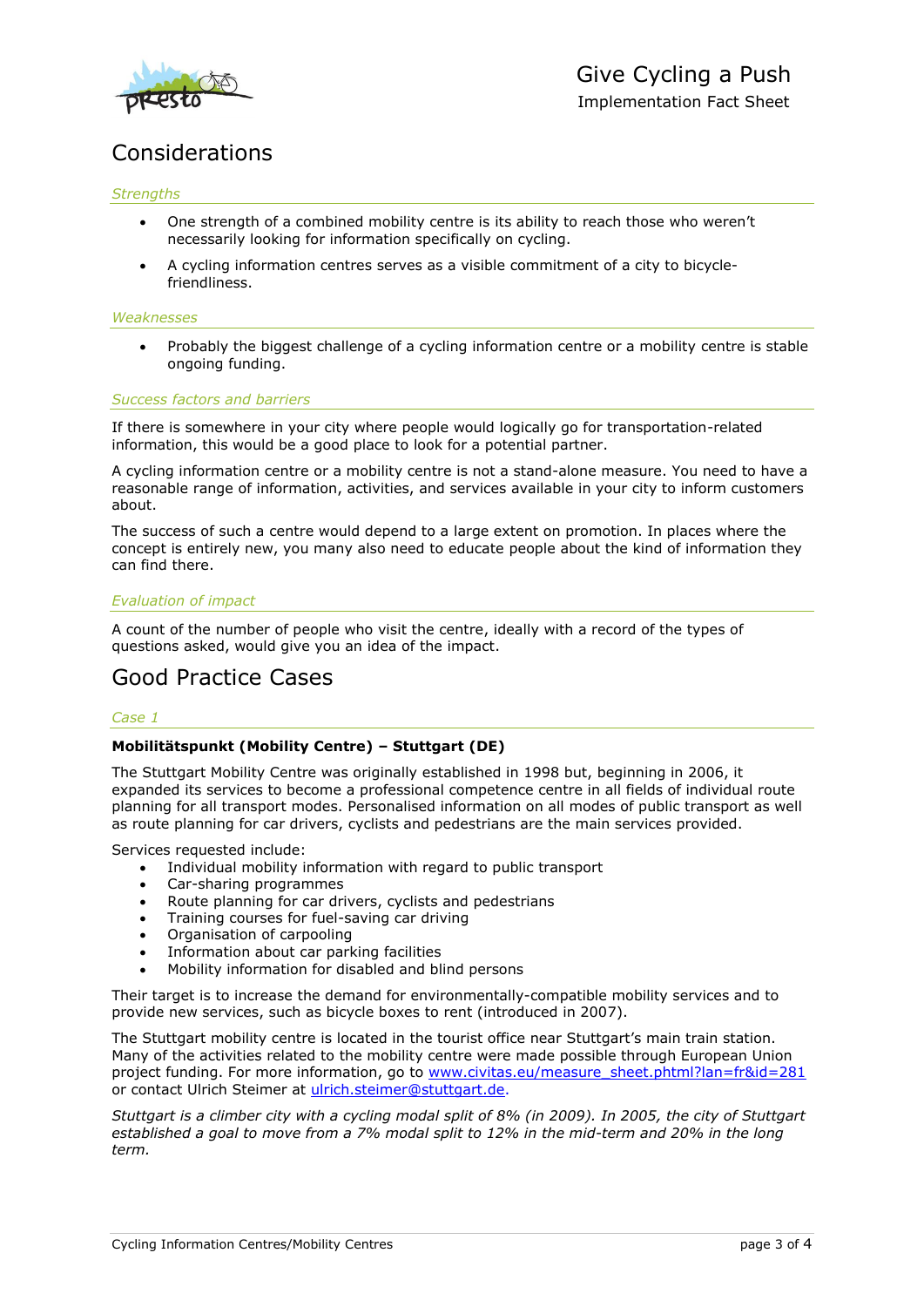# Considerations

### *Strengths*

- One strength of a combined mobility centre is its ability to reach those who weren't necessarily looking for information specifically on cycling.
- A cycling information centres serves as a visible commitment of a city to bicycle-friendliness.

### *Weaknesses*

- Probably the biggest challenge of a cycling information centre or a mobility centre is stable ongoing funding.

### *Success factors and barriers*

If there is somewhere in your city where people would logically go for transportation-related information, this would be a good place to look for a potential partner.

A cycling information centre or a mobility centre is not a stand-alone measure. You need to have a reasonable range of information, activities, and services available in your city to inform customers about.

The success of such a centre would depend to a large extent on promotion. In places where the concept is entirely new, you many also need to educate people about the kind of information they can find there.

### *Evaluation of impact*

A count of the number of people who visit the centre, ideally with a record of the types of questions asked, would give you an idea of the impact.

# Good Practice Cases

### *Case 1*

**Mobilitätspunkt (Mobility Centre) – Stuttgart (DE)**

The Stuttgart Mobility Centre was originally established in 1998 but, beginning in 2006, it expanded its services to become a professional competence centre in all fields of individual route planning for all transport modes. Personalised information on all modes of public transport as well as route planning for car drivers, cyclists and pedestrians are the main services provided.

Services requested include:

- Individual mobility information with regard to public transport
- Car-sharing programmes
- Route planning for car drivers, cyclists and pedestrians
- Training courses for fuel-saving car driving
- Organisation of carpooling
- Information about car parking facilities
- Mobility information for disabled and blind persons

Their target is to increase the demand for environmentally-compatible mobility services and to provide new services, such as bicycle boxes to rent (introduced in 2007).

The Stuttgart mobility centre is located in the tourist office near Stuttgart's main train station. Many of the activities related to the mobility centre were made possible through European Union project funding. For more information, go to [www.civitas.eu/measure_sheet.phtml?lan=fr&id=281](http://www.civitas.eu/measure_sheet.phtml?lan=fr&id=281) or contact Ulrich Steimer at [ulrich.steimer@stuttgart.de](mailto:ulrich.steimer@stuttgart.de).

*Stuttgart is a climber city with a cycling modal split of 8% (in 2009). In 2005, the city of Stuttgart established a goal to move from a 7% modal split to 12% in the mid-term and 20% in the long term.*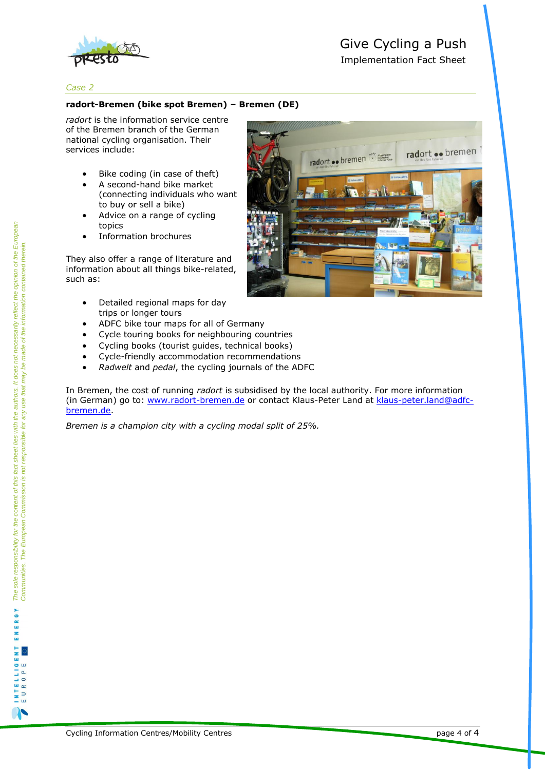*Case 2*

**radort-Bremen (bike spot Bremen) – Bremen (DE)**

*radort* is the information service centre of the Bremen branch of the German national cycling organisation. Their services include:

- Bike coding (in case of theft)
- A second-hand bike market (connecting individuals who want to buy or sell a bike)
- Advice on a range of cycling topics
- Information brochures

They also offer a range of literature and information about all things bike-related, such as:

- Detailed regional maps for day trips or longer tours
- ADFC bike tour maps for all of Germany
- Cycle touring books for neighbouring countries
- Cycling books (tourist guides, technical books)
- Cycle-friendly accommodation recommendations
- *Radwelt* and *pedal*, the cycling journals of the ADFC

In Bremen, the cost of running *radort* is subsidised by the local authority. For more information (in German) go to: www.radort-bremen.de or contact Klaus-Peter Land at klaus-peter.land@adfc-bremen.de.

*Bremen is a champion city with a cycling modal split of 25%.*

*The sole responsibility for the content of this fact sheet lies with the authors. It does not necessarily reflect the opinion of the European Communities. The European Commission is not responsible for any use that may be made of the information contained therein.*